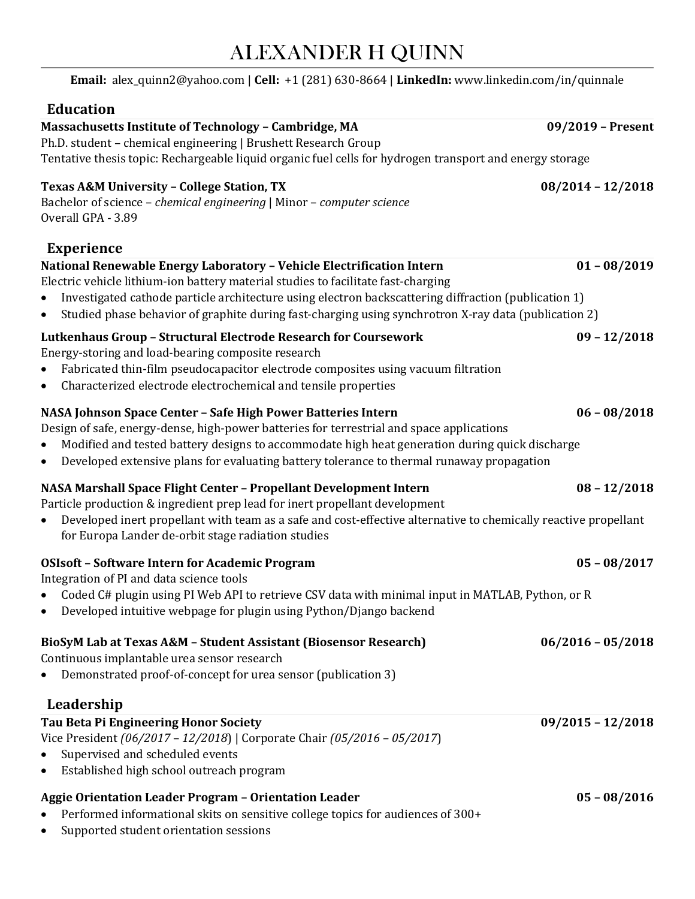# ALEXANDER H QUINN

**Email:** alex_quinn2@yahoo.com | **Cell:** +1 (281) 630-8664 | **LinkedIn:** www.linkedin.com/in/quinnale

## Education

**Massachusetts Institute of Technology – Cambridge, MA** **09/2019 – Present**
Ph.D. student – chemical engineering | Brushett Research Group
Tentative thesis topic: Rechargeable liquid organic fuel cells for hydrogen transport and energy storage

**Texas A&M University – College Station, TX** **08/2014 – 12/2018**
Bachelor of science – *chemical engineering* | Minor – *computer science*
Overall GPA - 3.89

## Experience

**National Renewable Energy Laboratory – Vehicle Electrification Intern** **01 – 08/2019**
Electric vehicle lithium-ion battery material studies to facilitate fast-charging

- Investigated cathode particle architecture using electron backscattering diffraction (publication 1)
- Studied phase behavior of graphite during fast-charging using synchrotron X-ray data (publication 2)

**Lutkenhaus Group – Structural Electrode Research for Coursework** **09 – 12/2018**
Energy-storing and load-bearing composite research

- Fabricated thin-film pseudocapacitor electrode composites using vacuum filtration
- Characterized electrode electrochemical and tensile properties

**NASA Johnson Space Center – Safe High Power Batteries Intern** **06 – 08/2018**
Design of safe, energy-dense, high-power batteries for terrestrial and space applications

- Modified and tested battery designs to accommodate high heat generation during quick discharge
- Developed extensive plans for evaluating battery tolerance to thermal runaway propagation

**NASA Marshall Space Flight Center – Propellant Development Intern** **08 – 12/2018**
Particle production & ingredient prep lead for inert propellant development

- Developed inert propellant with team as a safe and cost-effective alternative to chemically reactive propellant for Europa Lander de-orbit stage radiation studies

**OSIsoft – Software Intern for Academic Program** **05 – 08/2017**
Integration of PI and data science tools

- Coded C# plugin using PI Web API to retrieve CSV data with minimal input in MATLAB, Python, or R
- Developed intuitive webpage for plugin using Python/Django backend

**BioSyM Lab at Texas A&M – Student Assistant (Biosensor Research)** **06/2016 – 05/2018**
Continuous implantable urea sensor research

- Demonstrated proof-of-concept for urea sensor (publication 3)

## Leadership

**Tau Beta Pi Engineering Honor Society** **09/2015 – 12/2018**
Vice President *(06/2017 – 12/2018)* | Corporate Chair *(05/2016 – 05/2017)*

- Supervised and scheduled events
- Established high school outreach program

**Aggie Orientation Leader Program – Orientation Leader** **05 – 08/2016**

- Performed informational skits on sensitive college topics for audiences of 300+
- Supported student orientation sessions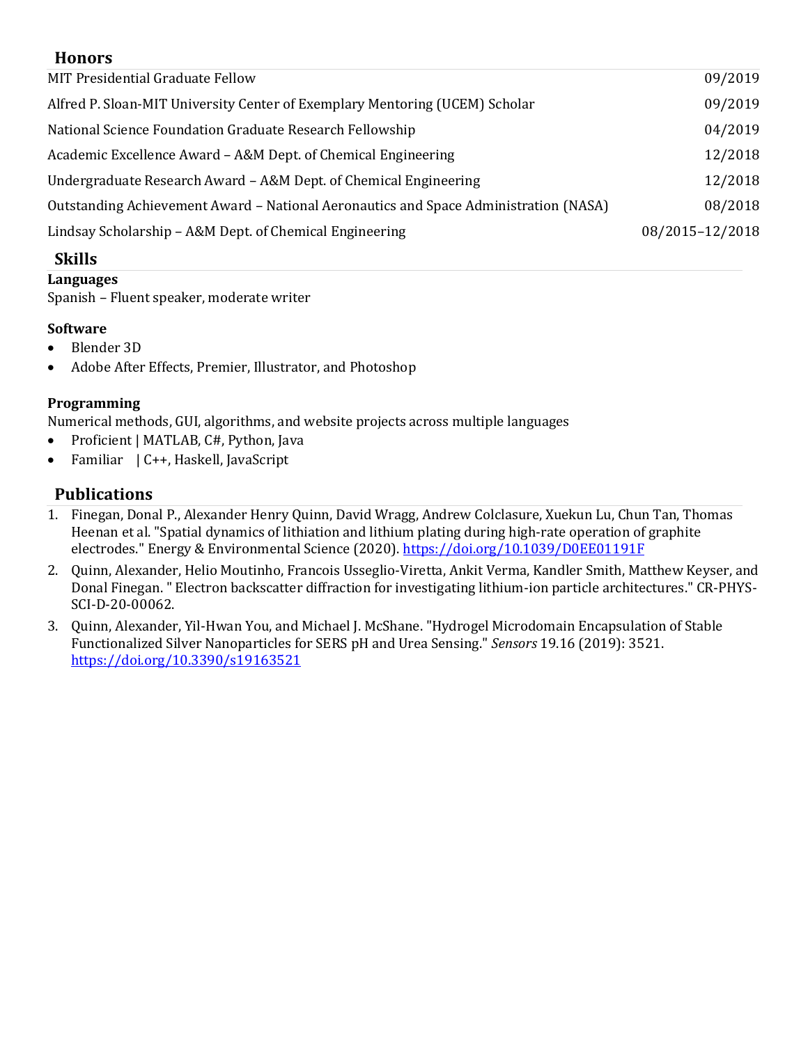## Honors

| | |
|---|---|
| MIT Presidential Graduate Fellow | 09/2019 |
| Alfred P. Sloan-MIT University Center of Exemplary Mentoring (UCEM) Scholar | 09/2019 |
| National Science Foundation Graduate Research Fellowship | 04/2019 |
| Academic Excellence Award – A&M Dept. of Chemical Engineering | 12/2018 |
| Undergraduate Research Award – A&M Dept. of Chemical Engineering | 12/2018 |
| Outstanding Achievement Award – National Aeronautics and Space Administration (NASA) | 08/2018 |
| Lindsay Scholarship – A&M Dept. of Chemical Engineering | 08/2015–12/2018 |

## Skills

**Languages**
Spanish – Fluent speaker, moderate writer

**Software**
- Blender 3D
- Adobe After Effects, Premier, Illustrator, and Photoshop

**Programming**
Numerical methods, GUI, algorithms, and website projects across multiple languages
- Proficient | MATLAB, C#, Python, Java
- Familiar | C++, Haskell, JavaScript

## Publications

1. Finegan, Donal P., Alexander Henry Quinn, David Wragg, Andrew Colclasure, Xuekun Lu, Chun Tan, Thomas Heenan et al. "Spatial dynamics of lithiation and lithium plating during high-rate operation of graphite electrodes." Energy & Environmental Science (2020). https://doi.org/10.1039/D0EE01191F
2. Quinn, Alexander, Helio Moutinho, Francois Usseglio-Viretta, Ankit Verma, Kandler Smith, Matthew Keyser, and Donal Finegan. " Electron backscatter diffraction for investigating lithium-ion particle architectures." CR-PHYS-SCI-D-20-00062.
3. Quinn, Alexander, Yil-Hwan You, and Michael J. McShane. "Hydrogel Microdomain Encapsulation of Stable Functionalized Silver Nanoparticles for SERS pH and Urea Sensing." *Sensors* 19.16 (2019): 3521. https://doi.org/10.3390/s19163521